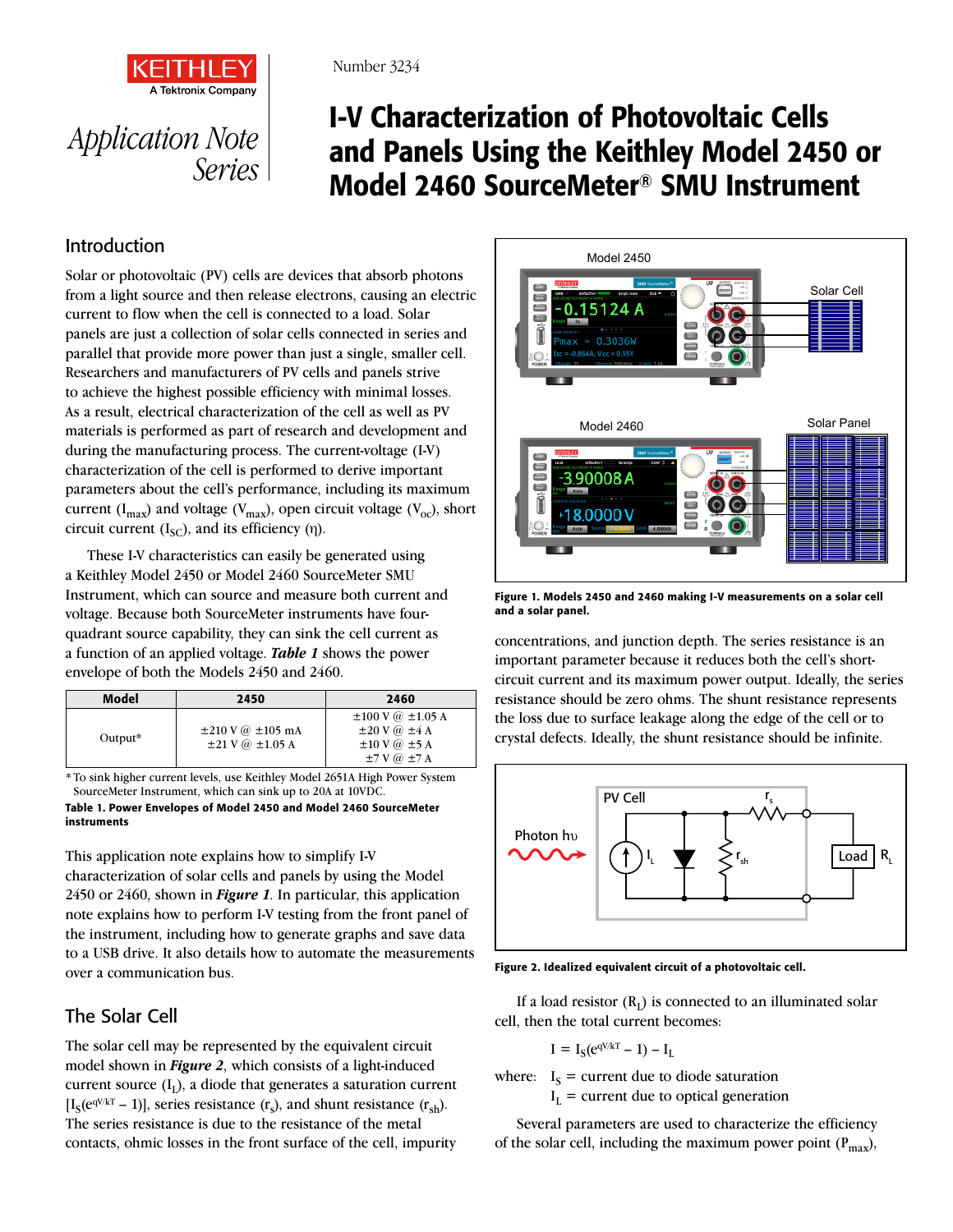KEITHLEY
A Tektronix Company

Application Note Series

Number 3234

# I-V Characterization of Photovoltaic Cells and Panels Using the Keithley Model 2450 or Model 2460 SourceMeter® SMU Instrument

## Introduction

Solar or photovoltaic (PV) cells are devices that absorb photons from a light source and then release electrons, causing an electric current to flow when the cell is connected to a load. Solar panels are just a collection of solar cells connected in series and parallel that provide more power than just a single, smaller cell. Researchers and manufacturers of PV cells and panels strive to achieve the highest possible efficiency with minimal losses. As a result, electrical characterization of the cell as well as PV materials is performed as part of research and development and during the manufacturing process. The current-voltage (I-V) characterization of the cell is performed to derive important parameters about the cell's performance, including its maximum current ($I_{max}$) and voltage ($V_{max}$), open circuit voltage ($V_{oc}$), short circuit current ($I_{SC}$), and its efficiency (η).

These I-V characteristics can easily be generated using a Keithley Model 2450 or Model 2460 SourceMeter SMU Instrument, which can source and measure both current and voltage. Because both SourceMeter instruments have four-quadrant source capability, they can sink the cell current as a function of an applied voltage. ***Table 1*** shows the power envelope of both the Models 2450 and 2460.

| Model | 2450 | 2460 |
|---|---|---|
| Output* | ±210 V @ ±105 mA<br>±21 V @ ±1.05 A | ±100 V @ ±1.05 A<br>±20 V @ ±4 A<br>±10 V @ ±5 A<br>±7 V @ ±7 A |

*To sink higher current levels, use Keithley Model 2651A High Power System SourceMeter Instrument, which can sink up to 20A at 10VDC.

**Table 1. Power Envelopes of Model 2450 and Model 2460 SourceMeter instruments**

This application note explains how to simplify I-V characterization of solar cells and panels by using the Model 2450 or 2460, shown in ***Figure 1***. In particular, this application note explains how to perform I-V testing from the front panel of the instrument, including how to generate graphs and save data to a USB drive. It also details how to automate the measurements over a communication bus.

**Figure 1. Models 2450 and 2460 making I-V measurements on a solar cell and a solar panel.**

## The Solar Cell

The solar cell may be represented by the equivalent circuit model shown in ***Figure 2***, which consists of a light-induced current source ($I_L$), a diode that generates a saturation current [$I_S(e^{qV/kT} - 1)$], series resistance ($r_s$), and shunt resistance ($r_{sh}$). The series resistance is due to the resistance of the metal contacts, ohmic losses in the front surface of the cell, impurity concentrations, and junction depth. The series resistance is an important parameter because it reduces both the cell's short-circuit current and its maximum power output. Ideally, the series resistance should be zero ohms. The shunt resistance represents the loss due to surface leakage along the edge of the cell or to crystal defects. Ideally, the shunt resistance should be infinite.

**Figure 2. Idealized equivalent circuit of a photovoltaic cell.**

If a load resistor ($R_L$) is connected to an illuminated solar cell, then the total current becomes:

$$I = I_S(e^{qV/kT} - 1) - I_L$$

where: $I_S$ = current due to diode saturation
$I_L$ = current due to optical generation

Several parameters are used to characterize the efficiency of the solar cell, including the maximum power point ($P_{max}$),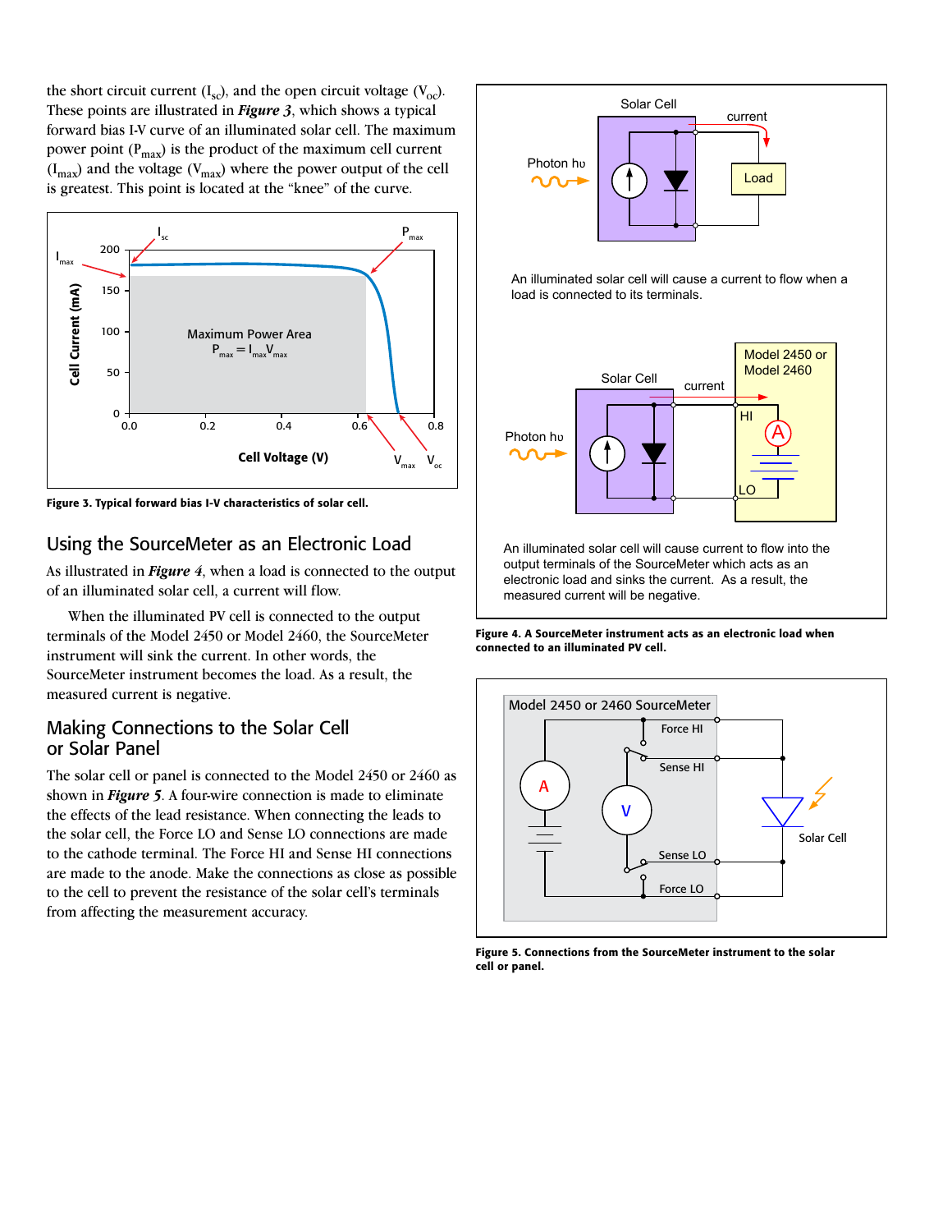the short circuit current ($I_{sc}$), and the open circuit voltage ($V_{oc}$). These points are illustrated in ***Figure 3***, which shows a typical forward bias I-V curve of an illuminated solar cell. The maximum power point ($P_{max}$) is the product of the maximum cell current ($I_{max}$) and the voltage ($V_{max}$) where the power output of the cell is greatest. This point is located at the "knee" of the curve.

**Figure 3. Typical forward bias I-V characteristics of solar cell.**

## Using the SourceMeter as an Electronic Load

As illustrated in ***Figure 4***, when a load is connected to the output of an illuminated solar cell, a current will flow.

When the illuminated PV cell is connected to the output terminals of the Model 2450 or Model 2460, the SourceMeter instrument will sink the current. In other words, the SourceMeter instrument becomes the load. As a result, the measured current is negative.

## Making Connections to the Solar Cell or Solar Panel

The solar cell or panel is connected to the Model 2450 or 2460 as shown in ***Figure 5***. A four-wire connection is made to eliminate the effects of the lead resistance. When connecting the leads to the solar cell, the Force LO and Sense LO connections are made to the cathode terminal. The Force HI and Sense HI connections are made to the anode. Make the connections as close as possible to the cell to prevent the resistance of the solar cell's terminals from affecting the measurement accuracy.

An illuminated solar cell will cause a current to flow when a load is connected to its terminals.

An illuminated solar cell will cause current to flow into the output terminals of the SourceMeter which acts as an electronic load and sinks the current. As a result, the measured current will be negative.

**Figure 4. A SourceMeter instrument acts as an electronic load when connected to an illuminated PV cell.**

**Figure 5. Connections from the SourceMeter instrument to the solar cell or panel.**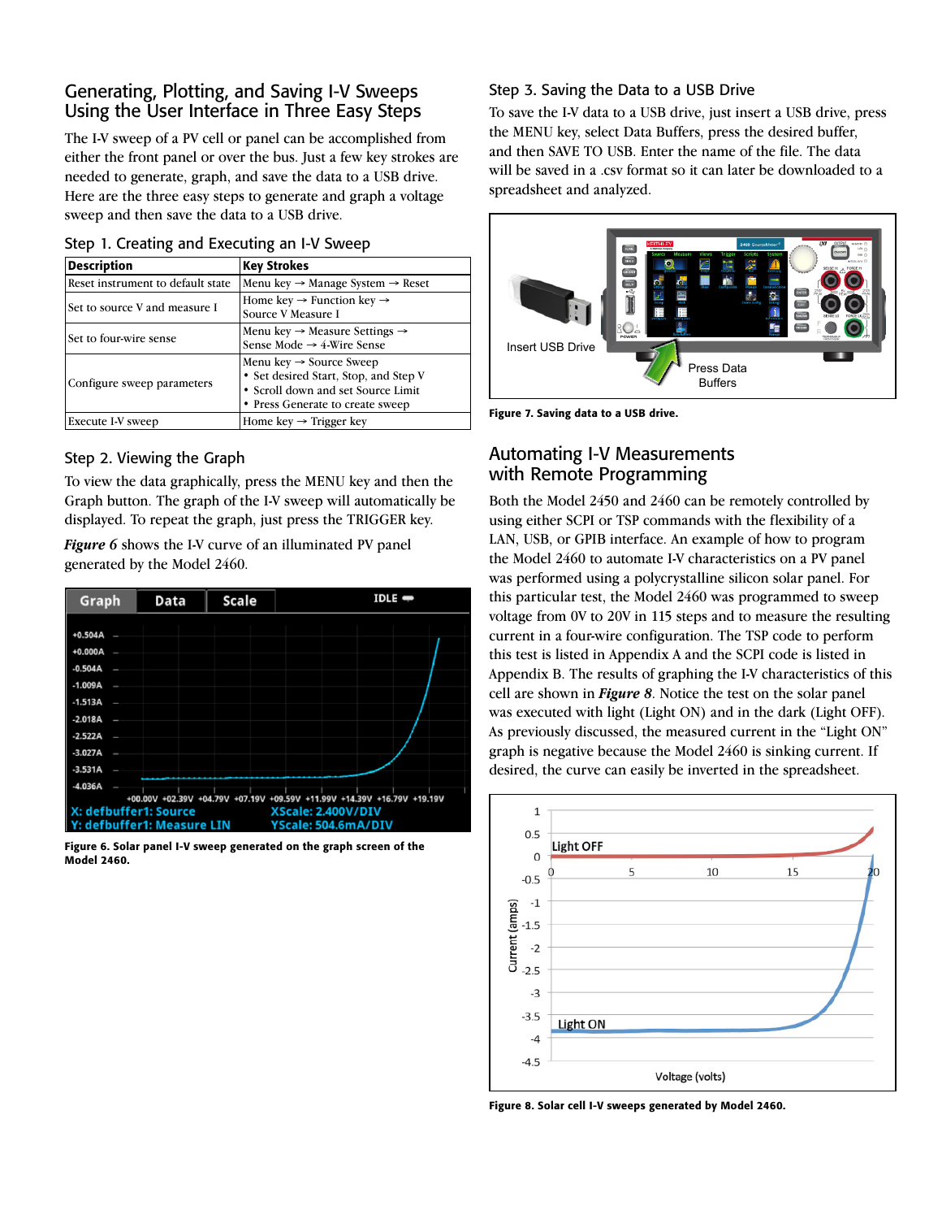## Generating, Plotting, and Saving I-V Sweeps Using the User Interface in Three Easy Steps

The I-V sweep of a PV cell or panel can be accomplished from either the front panel or over the bus. Just a few key strokes are needed to generate, graph, and save the data to a USB drive. Here are the three easy steps to generate and graph a voltage sweep and then save the data to a USB drive.

### Step 1. Creating and Executing an I-V Sweep

| Description | Key Strokes |
| --- | --- |
| Reset instrument to default state | Menu key → Manage System → Reset |
| Set to source V and measure I | Home key → Function key → Source V Measure I |
| Set to four-wire sense | Menu key → Measure Settings → Sense Mode → 4-Wire Sense |
| Configure sweep parameters | Menu key → Source Sweep<br>• Set desired Start, Stop, and Step V<br>• Scroll down and set Source Limit<br>• Press Generate to create sweep |
| Execute I-V sweep | Home key → Trigger key |

### Step 2. Viewing the Graph

To view the data graphically, press the MENU key and then the Graph button. The graph of the I-V sweep will automatically be displayed. To repeat the graph, just press the TRIGGER key.

***Figure 6*** shows the I-V curve of an illuminated PV panel generated by the Model 2460.

**Figure 6. Solar panel I-V sweep generated on the graph screen of the Model 2460.**

### Step 3. Saving the Data to a USB Drive

To save the I-V data to a USB drive, just insert a USB drive, press the MENU key, select Data Buffers, press the desired buffer, and then SAVE TO USB. Enter the name of the file. The data will be saved in a .csv format so it can later be downloaded to a spreadsheet and analyzed.

**Figure 7. Saving data to a USB drive.**

## Automating I-V Measurements with Remote Programming

Both the Model 2450 and 2460 can be remotely controlled by using either SCPI or TSP commands with the flexibility of a LAN, USB, or GPIB interface. An example of how to program the Model 2460 to automate I-V characteristics on a PV panel was performed using a polycrystalline silicon solar panel. For this particular test, the Model 2460 was programmed to sweep voltage from 0V to 20V in 115 steps and to measure the resulting current in a four-wire configuration. The TSP code to perform this test is listed in Appendix A and the SCPI code is listed in Appendix B. The results of graphing the I-V characteristics of this cell are shown in ***Figure 8***. Notice the test on the solar panel was executed with light (Light ON) and in the dark (Light OFF). As previously discussed, the measured current in the "Light ON" graph is negative because the Model 2460 is sinking current. If desired, the curve can easily be inverted in the spreadsheet.

**Figure 8. Solar cell I-V sweeps generated by Model 2460.**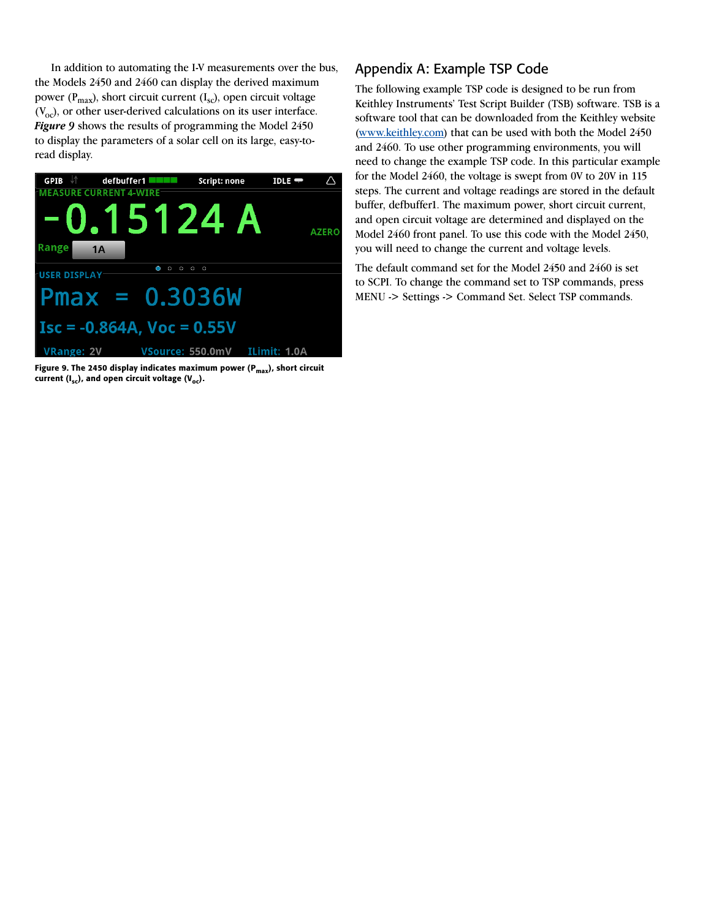In addition to automating the I-V measurements over the bus, the Models 2450 and 2460 can display the derived maximum power ($P_{max}$), short circuit current ($I_{sc}$), open circuit voltage ($V_{oc}$), or other user-derived calculations on its user interface. ***Figure 9*** shows the results of programming the Model 2450 to display the parameters of a solar cell on its large, easy-to-read display.

**Figure 9. The 2450 display indicates maximum power ($P_{max}$), short circuit current ($I_{sc}$), and open circuit voltage ($V_{oc}$).**

## Appendix A: Example TSP Code

The following example TSP code is designed to be run from Keithley Instruments' Test Script Builder (TSB) software. TSB is a software tool that can be downloaded from the Keithley website (www.keithley.com) that can be used with both the Model 2450 and 2460. To use other programming environments, you will need to change the example TSP code. In this particular example for the Model 2460, the voltage is swept from 0V to 20V in 115 steps. The current and voltage readings are stored in the default buffer, defbuffer1. The maximum power, short circuit current, and open circuit voltage are determined and displayed on the Model 2460 front panel. To use this code with the Model 2450, you will need to change the current and voltage levels.

The default command set for the Model 2450 and 2460 is set to SCPI. To change the command set to TSP commands, press MENU -> Settings -> Command Set. Select TSP commands.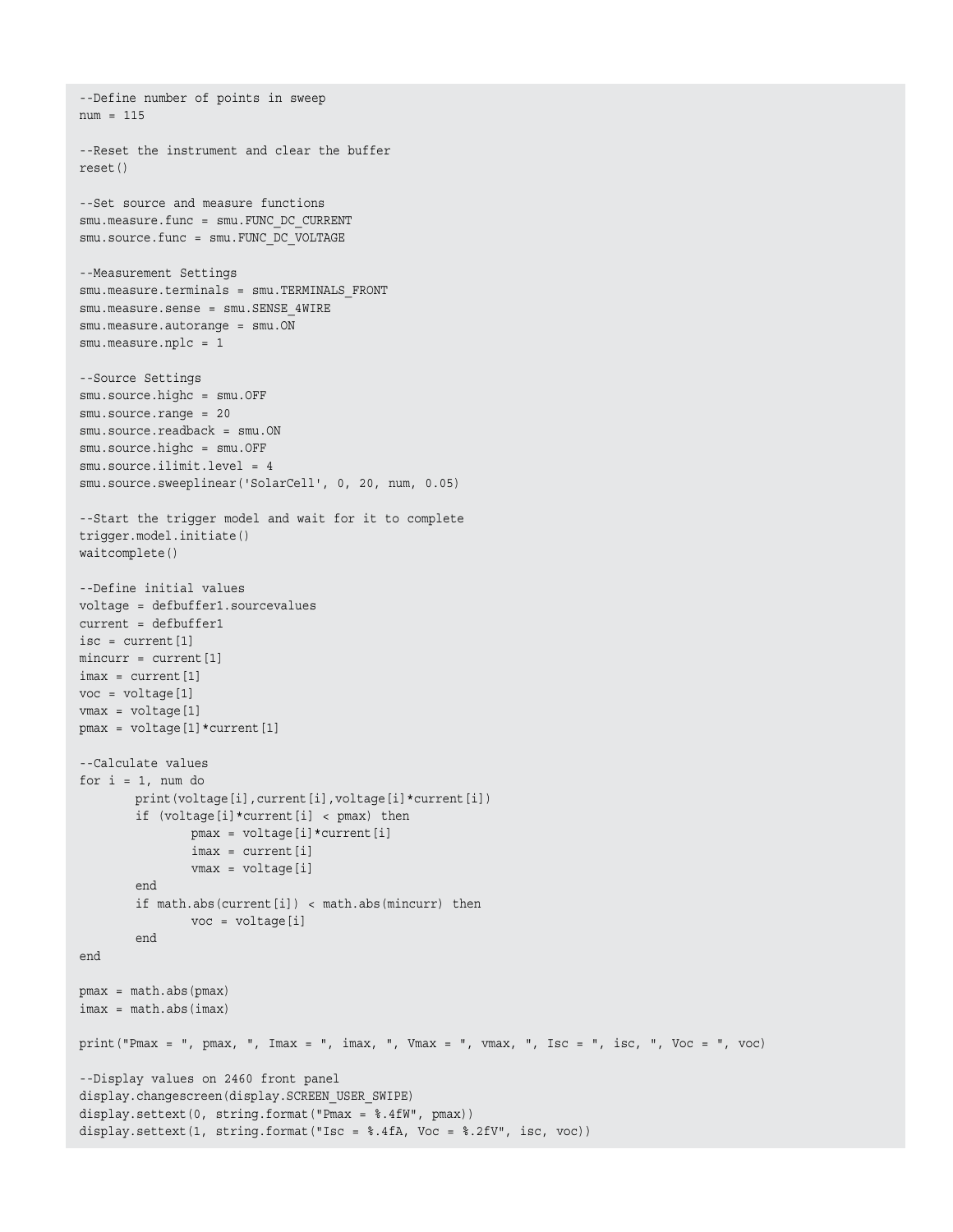```
--Define number of points in sweep
num = 115

--Reset the instrument and clear the buffer
reset()

--Set source and measure functions
smu.measure.func = smu.FUNC_DC_CURRENT
smu.source.func = smu.FUNC_DC_VOLTAGE

--Measurement Settings
smu.measure.terminals = smu.TERMINALS_FRONT
smu.measure.sense = smu.SENSE_4WIRE
smu.measure.autorange = smu.ON
smu.measure.nplc = 1

--Source Settings
smu.source.highc = smu.OFF
smu.source.range = 20
smu.source.readback = smu.ON
smu.source.highc = smu.OFF
smu.source.ilimit.level = 4
smu.source.sweeplinear('SolarCell', 0, 20, num, 0.05)

--Start the trigger model and wait for it to complete
trigger.model.initiate()
waitcomplete()

--Define initial values
voltage = defbuffer1.sourcevalues
current = defbuffer1
isc = current[1]
mincurr = current[1]
imax = current[1]
voc = voltage[1]
vmax = voltage[1]
pmax = voltage[1]*current[1]

--Calculate values
for i = 1, num do
        print(voltage[i],current[i],voltage[i]*current[i])
        if (voltage[i]*current[i] < pmax) then
                pmax = voltage[i]*current[i]
                imax = current[i]
                vmax = voltage[i]
        end
        if math.abs(current[i]) < math.abs(mincurr) then
                voc = voltage[i]
        end
end

pmax = math.abs(pmax)
imax = math.abs(imax)

print("Pmax = ", pmax, ", Imax = ", imax, ", Vmax = ", vmax, ", Isc = ", isc, ", Voc = ", voc)

--Display values on 2460 front panel
display.changescreen(display.SCREEN_USER_SWIPE)
display.settext(0, string.format("Pmax = %.4fW", pmax))
display.settext(1, string.format("Isc = %.4fA, Voc = %.2fV", isc, voc))
```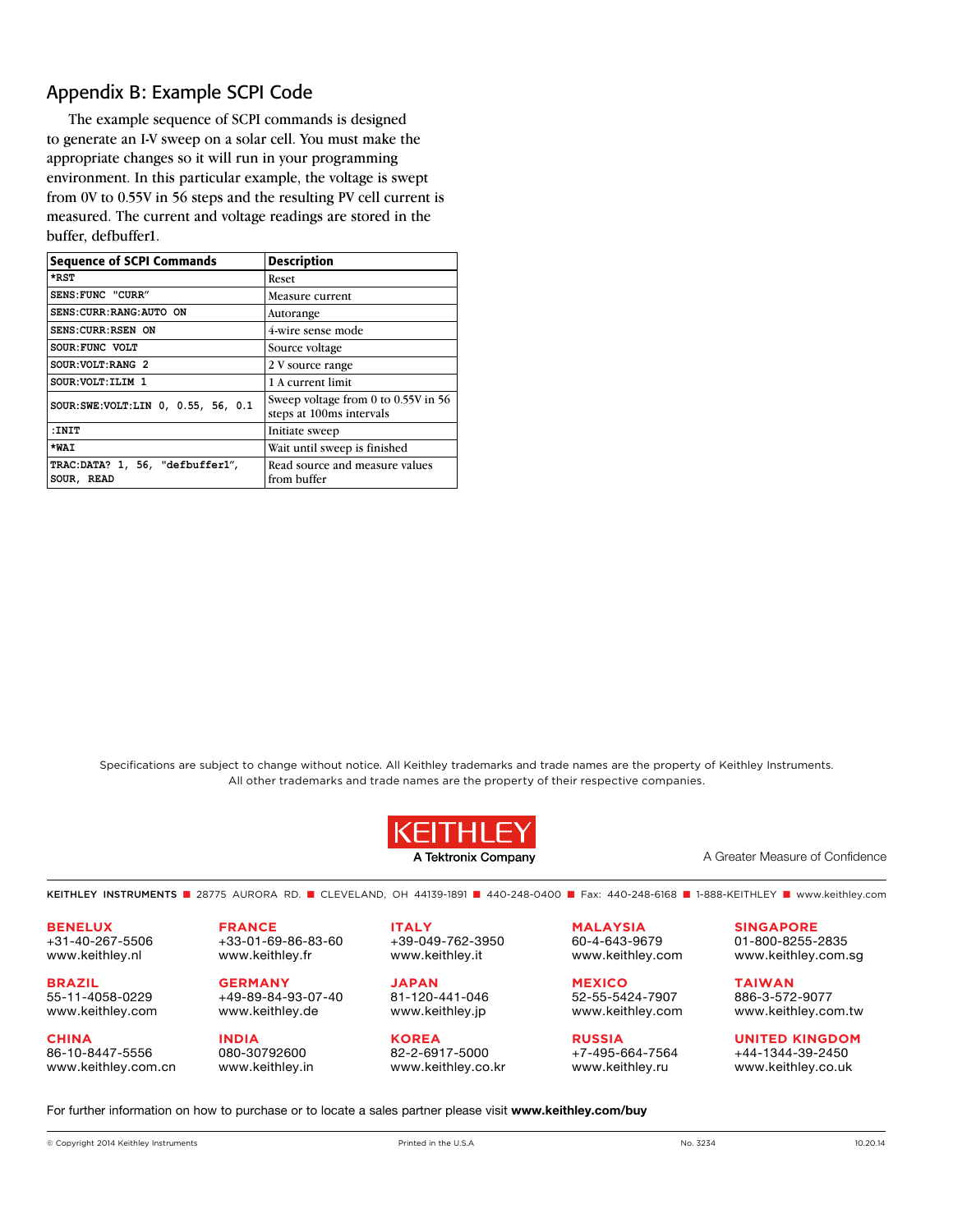## Appendix B: Example SCPI Code

The example sequence of SCPI commands is designed to generate an I-V sweep on a solar cell. You must make the appropriate changes so it will run in your programming environment. In this particular example, the voltage is swept from 0V to 0.55V in 56 steps and the resulting PV cell current is measured. The current and voltage readings are stored in the buffer, defbuffer1.

| Sequence of SCPI Commands | Description |
|---|---|
| `*RST` | Reset |
| `SENS:FUNC "CURR"` | Measure current |
| `SENS:CURR:RANG:AUTO ON` | Autorange |
| `SENS:CURR:RSEN ON` | 4-wire sense mode |
| `SOUR:FUNC VOLT` | Source voltage |
| `SOUR:VOLT:RANG 2` | 2 V source range |
| `SOUR:VOLT:ILIM 1` | 1 A current limit |
| `SOUR:SWE:VOLT:LIN 0, 0.55, 56, 0.1` | Sweep voltage from 0 to 0.55V in 56 steps at 100ms intervals |
| `:INIT` | Initiate sweep |
| `*WAI` | Wait until sweep is finished |
| `TRAC:DATA? 1, 56, "defbuffer1", SOUR, READ` | Read source and measure values from buffer |

Specifications are subject to change without notice. All Keithley trademarks and trade names are the property of Keithley Instruments. All other trademarks and trade names are the property of their respective companies.

KEITHLEY
A Tektronix Company

A Greater Measure of Confidence

KEITHLEY INSTRUMENTS ■ 28775 AURORA RD. ■ CLEVELAND, OH 44139-1891 ■ 440-248-0400 ■ Fax: 440-248-6168 ■ 1-888-KEITHLEY ■ www.keithley.com

**BENELUX**
+31-40-267-5506
www.keithley.nl

**BRAZIL**
55-11-4058-0229
www.keithley.com

**CHINA**
86-10-8447-5556
www.keithley.com.cn

**FRANCE**
+33-01-69-86-83-60
www.keithley.fr

**GERMANY**
+49-89-84-93-07-40
www.keithley.de

**INDIA**
080-30792600
www.keithley.in

**ITALY**
+39-049-762-3950
www.keithley.it

**JAPAN**
81-120-441-046
www.keithley.jp

**KOREA**
82-2-6917-5000
www.keithley.co.kr

**MALAYSIA**
60-4-643-9679
www.keithley.com

**MEXICO**
52-55-5424-7907
www.keithley.com

**RUSSIA**
+7-495-664-7564
www.keithley.ru

**SINGAPORE**
01-800-8255-2835
www.keithley.com.sg

**TAIWAN**
886-3-572-9077
www.keithley.com.tw

**UNITED KINGDOM**
+44-1344-39-2450
www.keithley.co.uk

For further information on how to purchase or to locate a sales partner please visit **www.keithley.com/buy**

© Copyright 2014 Keithley Instruments    Printed in the U.S.A    No. 3234    10.20.14